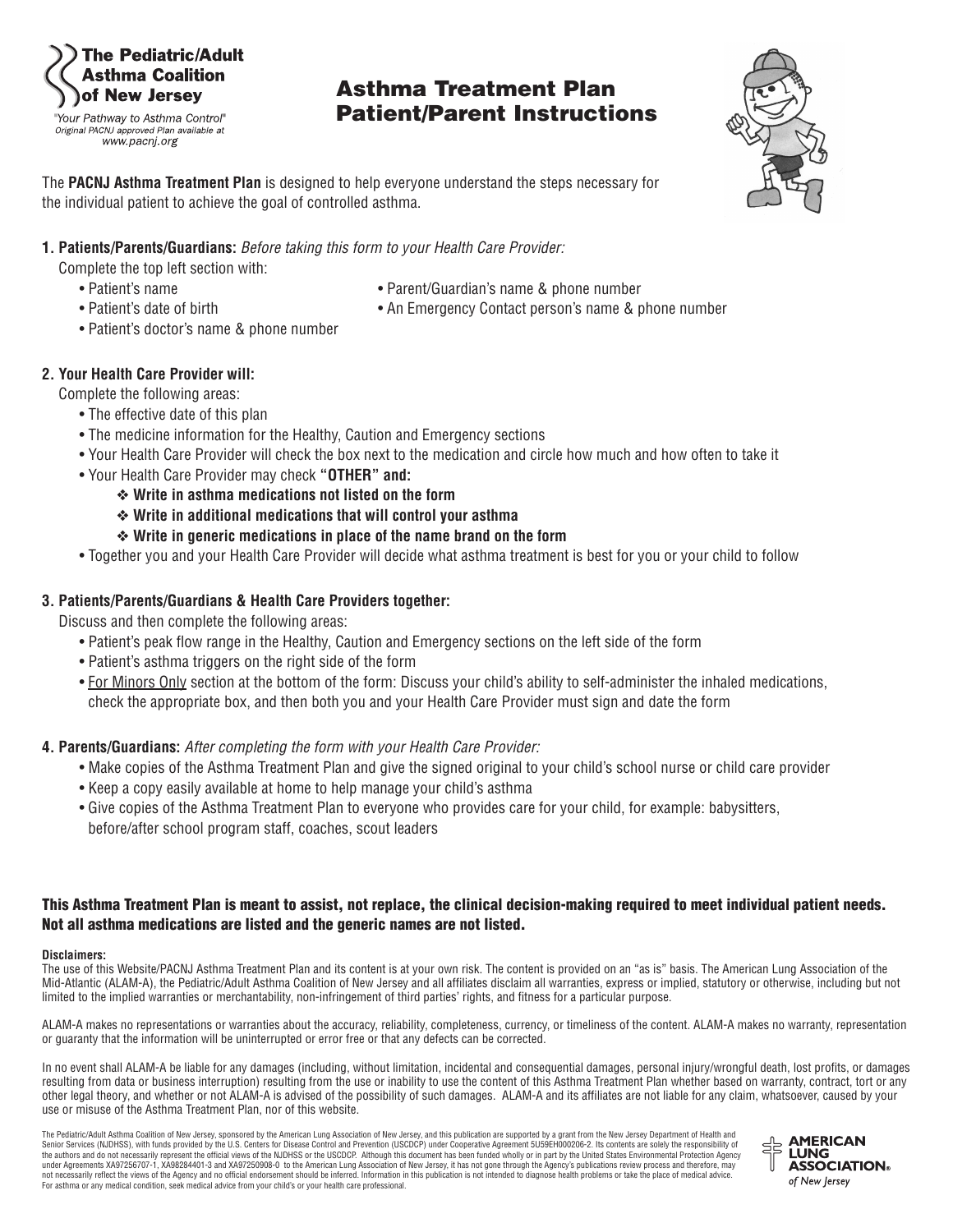**The Pediatric/Adult Asthma Coalition of New Jersey**

*"Your Pathway to Asthma Control"*
*Original PACNJ approved Plan available at www.pacnj.org*

# Asthma Treatment Plan Patient/Parent Instructions

The **PACNJ Asthma Treatment Plan** is designed to help everyone understand the steps necessary for the individual patient to achieve the goal of controlled asthma.

**1. Patients/Parents/Guardians:** *Before taking this form to your Health Care Provider:*

Complete the top left section with:

- Patient's name
- Patient's date of birth
- Patient's doctor's name & phone number
- Parent/Guardian's name & phone number
- An Emergency Contact person's name & phone number

**2. Your Health Care Provider will:**

Complete the following areas:

- The effective date of this plan
- The medicine information for the Healthy, Caution and Emergency sections
- Your Health Care Provider will check the box next to the medication and circle how much and how often to take it
- Your Health Care Provider may check **"OTHER" and:**
  - ❖ **Write in asthma medications not listed on the form**
  - ❖ **Write in additional medications that will control your asthma**
  - ❖ **Write in generic medications in place of the name brand on the form**
- Together you and your Health Care Provider will decide what asthma treatment is best for you or your child to follow

**3. Patients/Parents/Guardians & Health Care Providers together:**

Discuss and then complete the following areas:

- Patient's peak flow range in the Healthy, Caution and Emergency sections on the left side of the form
- Patient's asthma triggers on the right side of the form
- For Minors Only section at the bottom of the form: Discuss your child's ability to self-administer the inhaled medications, check the appropriate box, and then both you and your Health Care Provider must sign and date the form

**4. Parents/Guardians:** *After completing the form with your Health Care Provider:*

- Make copies of the Asthma Treatment Plan and give the signed original to your child's school nurse or child care provider
- Keep a copy easily available at home to help manage your child's asthma
- Give copies of the Asthma Treatment Plan to everyone who provides care for your child, for example: babysitters, before/after school program staff, coaches, scout leaders

**This Asthma Treatment Plan is meant to assist, not replace, the clinical decision-making required to meet individual patient needs. Not all asthma medications are listed and the generic names are not listed.**

**Disclaimers:**

The use of this Website/PACNJ Asthma Treatment Plan and its content is at your own risk. The content is provided on an "as is" basis. The American Lung Association of the Mid-Atlantic (ALAM-A), the Pediatric/Adult Asthma Coalition of New Jersey and all affiliates disclaim all warranties, express or implied, statutory or otherwise, including but not limited to the implied warranties or merchantability, non-infringement of third parties' rights, and fitness for a particular purpose.

ALAM-A makes no representations or warranties about the accuracy, reliability, completeness, currency, or timeliness of the content. ALAM-A makes no warranty, representation or guaranty that the information will be uninterrupted or error free or that any defects can be corrected.

In no event shall ALAM-A be liable for any damages (including, without limitation, incidental and consequential damages, personal injury/wrongful death, lost profits, or damages resulting from data or business interruption) resulting from the use or inability to use the content of this Asthma Treatment Plan whether based on warranty, contract, tort or any other legal theory, and whether or not ALAM-A is advised of the possibility of such damages. ALAM-A and its affiliates are not liable for any claim, whatsoever, caused by your use or misuse of the Asthma Treatment Plan, nor of this website.

The Pediatric/Adult Asthma Coalition of New Jersey, sponsored by the American Lung Association of New Jersey, and this publication are supported by a grant from the New Jersey Department of Health and Senior Services (NJDHSS), with funds provided by the U.S. Centers for Disease Control and Prevention (USCDCP) under Cooperative Agreement 5U59EH000206-2. Its contents are solely the responsibility of the authors and do not necessarily represent the official views of the NJDHSS or the USCDCP. Although this document has been funded wholly or in part by the United States Environmental Protection Agency under Agreements XA97256707-1, XA98284401-3 and XA97250908-0 to the American Lung Association of New Jersey, it has not gone through the Agency's publications review process and therefore, may not necessarily reflect the views of the Agency and no official endorsement should be inferred. Information in this publication is not intended to diagnose health problems or take the place of medical advice. For asthma or any medical condition, seek medical advice from your child's or your health care professional.

**AMERICAN LUNG ASSOCIATION®** *of New Jersey*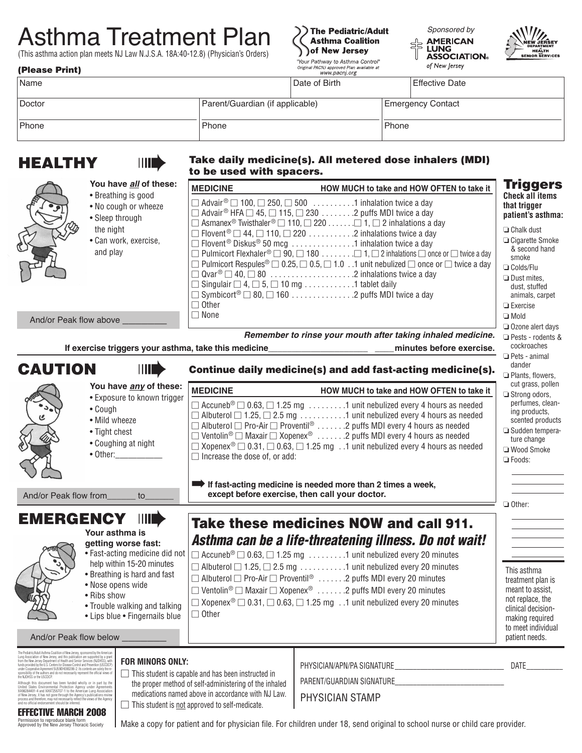# Asthma Treatment Plan

(This asthma action plan meets NJ Law N.J.S.A. 18A:40-12.8) (Physician's Orders)

The Pediatric/Adult Asthma Coalition of New Jersey
"Your Pathway to Asthma Control"
Original PACNJ approved Plan available at www.pacnj.org

Sponsored by AMERICAN LUNG ASSOCIATION. of New Jersey

NEW JERSEY DEPARTMENT OF HEALTH AND SENIOR SERVICES

**(Please Print)**

| Name | | Date of Birth | Effective Date |
|---|---|---|---|
| Doctor | Parent/Guardian (if applicable) | | Emergency Contact |
| Phone | Phone | | Phone |

## HEALTHY

You have ***all*** of these:
- Breathing is good
- No cough or wheeze
- Sleep through the night
- Can work, exercise, and play

And/or Peak flow above _________

**Take daily medicine(s). All metered dose inhalers (MDI) to be used with spacers.**

| MEDICINE | HOW MUCH to take and HOW OFTEN to take it |
|---|---|
| ☐ Advair® ☐ 100, ☐ 250, ☐ 500 | 1 inhalation twice a day |
| ☐ Advair® HFA ☐ 45, ☐ 115, ☐ 230 | 2 puffs MDI twice a day |
| ☐ Asmanex® Twisthaler® ☐ 110, ☐ 220 | ☐ 1, ☐ 2 inhalations a day |
| ☐ Flovent® ☐ 44, ☐ 110, ☐ 220 | 2 inhalations twice a day |
| ☐ Flovent® Diskus® 50 mcg | 1 inhalation twice a day |
| ☐ Pulmicort Flexhaler® ☐ 90, ☐ 180 | ☐ 1, ☐ 2 inhalations ☐ once or ☐ twice a day |
| ☐ Pulmicort Respules® ☐ 0.25, ☐ 0.5, ☐ 1.0 | 1 unit nebulized ☐ once or ☐ twice a day |
| ☐ Qvar® ☐ 40, ☐ 80 | 2 inhalations twice a day |
| ☐ Singulair ☐ 4, ☐ 5, ☐ 10 mg | 1 tablet daily |
| ☐ Symbicort® ☐ 80, ☐ 160 | 2 puffs MDI twice a day |
| ☐ Other | |
| ☐ None | |

***Remember to rinse your mouth after taking inhaled medicine.***

**If exercise triggers your asthma, take this medicine_____________________ ____minutes before exercise.**

## CAUTION

You have ***any*** of these:
- Exposure to known trigger
- Cough
- Mild wheeze
- Tight chest
- Coughing at night
- Other:___________

And/or Peak flow from______ to______

**Continue daily medicine(s) and add fast-acting medicine(s).**

| MEDICINE | HOW MUCH to take and HOW OFTEN to take it |
|---|---|
| ☐ Accuneb® ☐ 0.63, ☐ 1.25 mg | 1 unit nebulized every 4 hours as needed |
| ☐ Albuterol ☐ 1.25, ☐ 2.5 mg | 1 unit nebulized every 4 hours as needed |
| ☐ Albuterol ☐ Pro-Air ☐ Proventil® | 2 puffs MDI every 4 hours as needed |
| ☐ Ventolin® ☐ Maxair ☐ Xopenex® | 2 puffs MDI every 4 hours as needed |
| ☐ Xopenex® ☐ 0.31, ☐ 0.63, ☐ 1.25 mg | 1 unit nebulized every 4 hours as needed |
| ☐ Increase the dose of, or add: | |

**➡ If fast-acting medicine is needed more than 2 times a week, except before exercise, then call your doctor.**

## EMERGENCY

**Your asthma is getting worse fast:**
- Fast-acting medicine did not help within 15-20 minutes
- Breathing is hard and fast
- Nose opens wide
- Ribs show
- Trouble walking and talking
- Lips blue • Fingernails blue

And/or Peak flow below _________

## Take these medicines NOW and call 911.

***Asthma can be a life-threatening illness. Do not wait!***

- ☐ Accuneb® ☐ 0.63, ☐ 1.25 mg .........1 unit nebulized every 20 minutes
- ☐ Albuterol ☐ 1.25, ☐ 2.5 mg ...........1 unit nebulized every 20 minutes
- ☐ Albuterol ☐ Pro-Air ☐ Proventil® .......2 puffs MDI every 20 minutes
- ☐ Ventolin® ☐ Maxair ☐ Xopenex® .......2 puffs MDI every 20 minutes
- ☐ Xopenex® ☐ 0.31, ☐ 0.63, ☐ 1.25 mg ..1 unit nebulized every 20 minutes
- ☐ Other

## Triggers

**Check all items that trigger patient's asthma:**

- ❑ Chalk dust
- ❑ Cigarette Smoke & second hand smoke
- ❑ Colds/Flu
- ❑ Dust mites, dust, stuffed animals, carpet
- ❑ Exercise
- ❑ Mold
- ❑ Ozone alert days
- ❑ Pests - rodents & cockroaches
- ❑ Pets - animal dander
- ❑ Plants, flowers, cut grass, pollen
- ❑ Strong odors, perfumes, cleaning products, scented products
- ❑ Sudden temperature change
- ❑ Wood Smoke
- ❑ Foods: ____________
- ❑ Other: ____________

This asthma treatment plan is meant to assist, not replace, the clinical decision-making required to meet individual patient needs.

**FOR MINORS ONLY:**

☐ This student is capable and has been instructed in the proper method of self-administering of the inhaled medications named above in accordance with NJ Law.

☐ This student is not approved to self-medicate.

PHYSICIAN/APN/PA SIGNATURE____________________________ DATE_________

PARENT/GUARDIAN SIGNATURE____________________________

PHYSICIAN STAMP

The Pediatric/Adult Asthma Coalition of New Jersey, sponsored by the American Lung Association of New Jersey, and this publication are supported by a grant from the New Jersey Department of Health and Senior Services (NJDHSS), with funds provided by the U.S. Centers for Disease Control and Prevention (USCDCP) under Cooperative Agreement 5U59EH000206-2. Its contents are solely the responsibility of the authors and do not necessarily represent the official views of the NJDHSS or the USCDCP.

Although this document has been funded wholly or in part by the United States Environmental Protection Agency under Agreements XA98284401-4 and XA97256707-1 to the American Lung Association of New Jersey, it has not gone through the Agency's publications review process and therefore, may not necessarily reflect the views of the Agency and no official endorsement should be inferred.

**EFFECTIVE MARCH 2008**

Permission to reproduce blank form
Approved by the New Jersey Thoracic Society

Make a copy for patient and for physician file. For children under 18, send original to school nurse or child care provider.